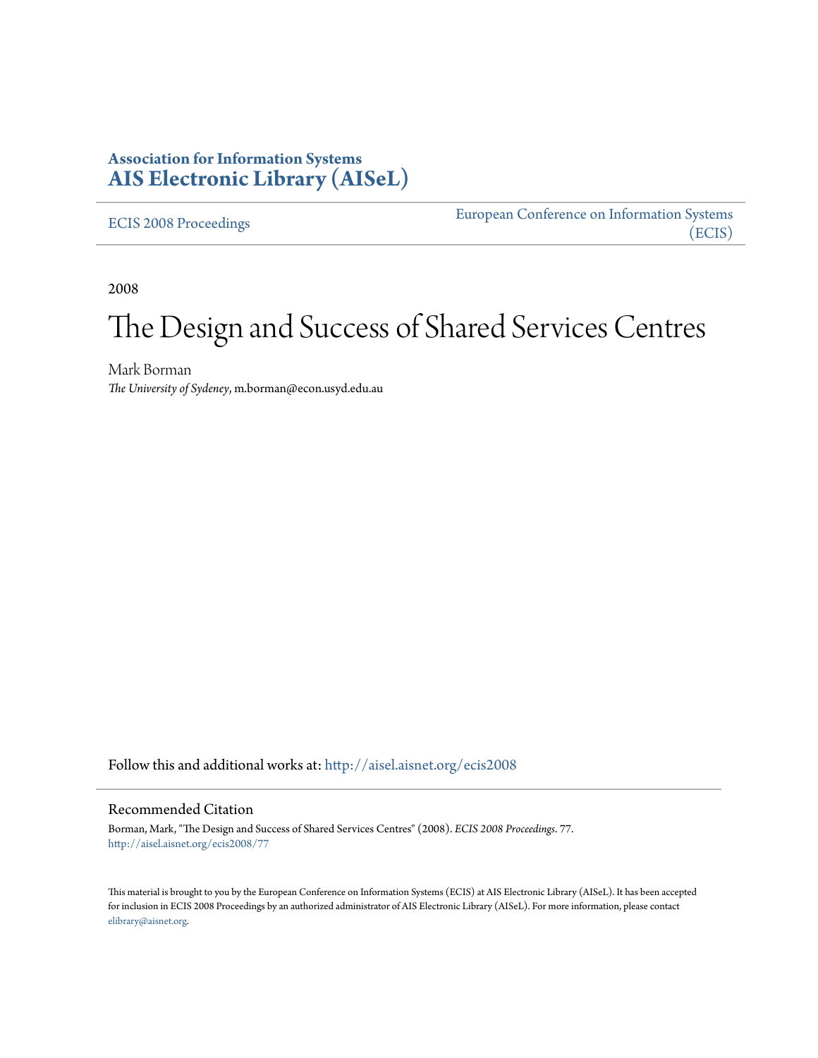**Association for Information Systems**
**AIS Electronic Library (AISeL)**

ECIS 2008 Proceedings

European Conference on Information Systems (ECIS)

2008

# The Design and Success of Shared Services Centres

Mark Borman
*The University of Sydeney*, m.borman@econ.usyd.edu.au

Follow this and additional works at: http://aisel.aisnet.org/ecis2008

## Recommended Citation

Borman, Mark, "The Design and Success of Shared Services Centres" (2008). *ECIS 2008 Proceedings*. 77.
http://aisel.aisnet.org/ecis2008/77

This material is brought to you by the European Conference on Information Systems (ECIS) at AIS Electronic Library (AISeL). It has been accepted for inclusion in ECIS 2008 Proceedings by an authorized administrator of AIS Electronic Library (AISeL). For more information, please contact elibrary@aisnet.org.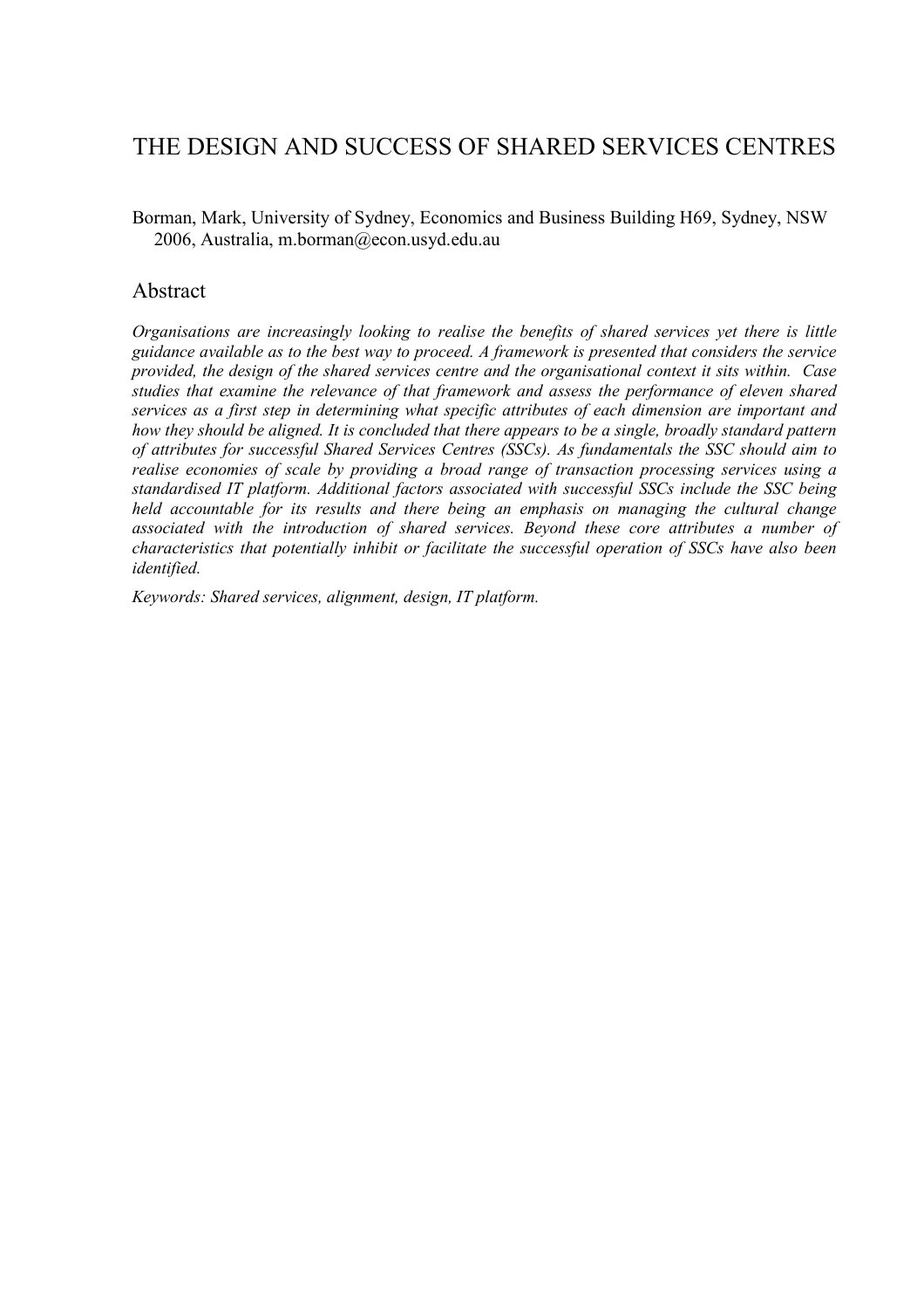# THE DESIGN AND SUCCESS OF SHARED SERVICES CENTRES

Borman, Mark, University of Sydney, Economics and Business Building H69, Sydney, NSW 2006, Australia, m.borman@econ.usyd.edu.au

## Abstract

*Organisations are increasingly looking to realise the benefits of shared services yet there is little guidance available as to the best way to proceed. A framework is presented that considers the service provided, the design of the shared services centre and the organisational context it sits within. Case studies that examine the relevance of that framework and assess the performance of eleven shared services as a first step in determining what specific attributes of each dimension are important and how they should be aligned. It is concluded that there appears to be a single, broadly standard pattern of attributes for successful Shared Services Centres (SSCs). As fundamentals the SSC should aim to realise economies of scale by providing a broad range of transaction processing services using a standardised IT platform. Additional factors associated with successful SSCs include the SSC being held accountable for its results and there being an emphasis on managing the cultural change associated with the introduction of shared services. Beyond these core attributes a number of characteristics that potentially inhibit or facilitate the successful operation of SSCs have also been identified.*

*Keywords: Shared services, alignment, design, IT platform.*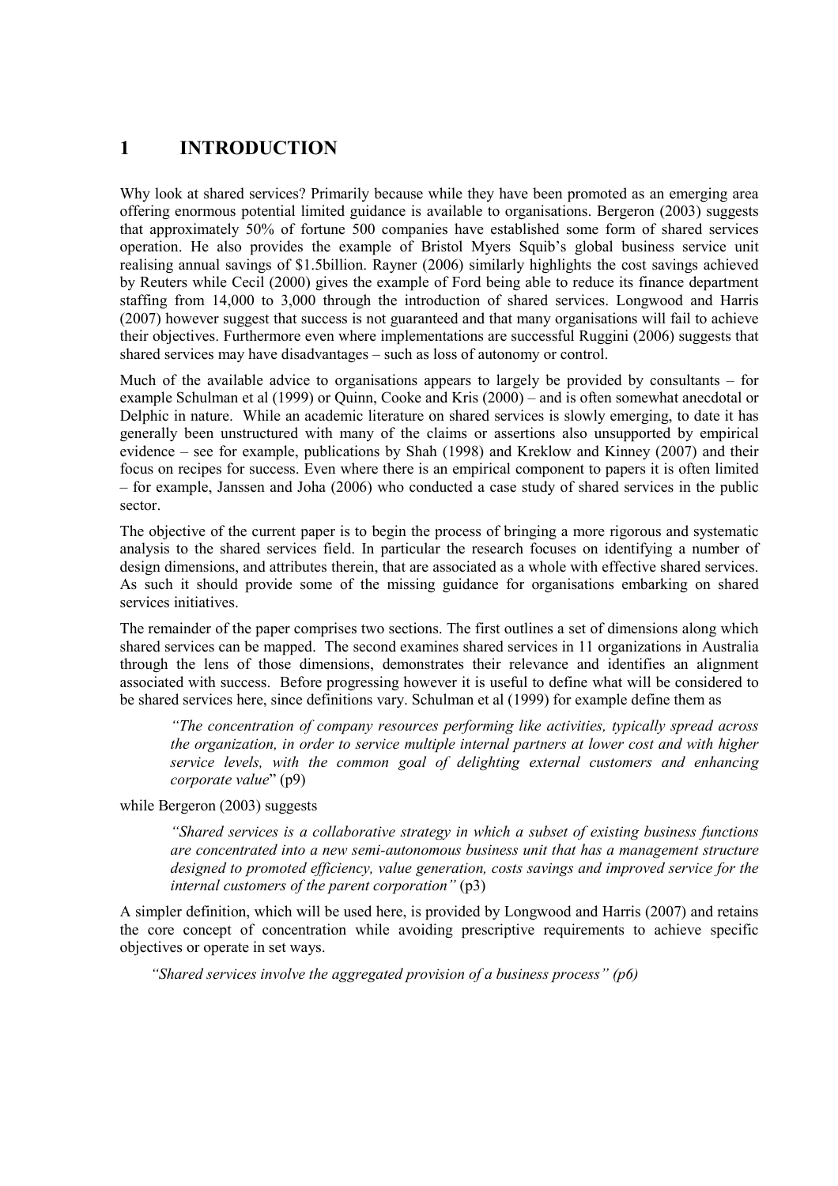# 1 INTRODUCTION

Why look at shared services? Primarily because while they have been promoted as an emerging area offering enormous potential limited guidance is available to organisations. Bergeron (2003) suggests that approximately 50% of fortune 500 companies have established some form of shared services operation. He also provides the example of Bristol Myers Squib's global business service unit realising annual savings of $1.5billion. Rayner (2006) similarly highlights the cost savings achieved by Reuters while Cecil (2000) gives the example of Ford being able to reduce its finance department staffing from 14,000 to 3,000 through the introduction of shared services. Longwood and Harris (2007) however suggest that success is not guaranteed and that many organisations will fail to achieve their objectives. Furthermore even where implementations are successful Ruggini (2006) suggests that shared services may have disadvantages – such as loss of autonomy or control.

Much of the available advice to organisations appears to largely be provided by consultants – for example Schulman et al (1999) or Quinn, Cooke and Kris (2000) – and is often somewhat anecdotal or Delphic in nature. While an academic literature on shared services is slowly emerging, to date it has generally been unstructured with many of the claims or assertions also unsupported by empirical evidence – see for example, publications by Shah (1998) and Kreklow and Kinney (2007) and their focus on recipes for success. Even where there is an empirical component to papers it is often limited – for example, Janssen and Joha (2006) who conducted a case study of shared services in the public sector.

The objective of the current paper is to begin the process of bringing a more rigorous and systematic analysis to the shared services field. In particular the research focuses on identifying a number of design dimensions, and attributes therein, that are associated as a whole with effective shared services. As such it should provide some of the missing guidance for organisations embarking on shared services initiatives.

The remainder of the paper comprises two sections. The first outlines a set of dimensions along which shared services can be mapped. The second examines shared services in 11 organizations in Australia through the lens of those dimensions, demonstrates their relevance and identifies an alignment associated with success. Before progressing however it is useful to define what will be considered to be shared services here, since definitions vary. Schulman et al (1999) for example define them as

> *"The concentration of company resources performing like activities, typically spread across the organization, in order to service multiple internal partners at lower cost and with higher service levels, with the common goal of delighting external customers and enhancing corporate value*" (p9)

while Bergeron (2003) suggests

> *"Shared services is a collaborative strategy in which a subset of existing business functions are concentrated into a new semi-autonomous business unit that has a management structure designed to promoted efficiency, value generation, costs savings and improved service for the internal customers of the parent corporation"* (p3)

A simpler definition, which will be used here, is provided by Longwood and Harris (2007) and retains the core concept of concentration while avoiding prescriptive requirements to achieve specific objectives or operate in set ways.

> *"Shared services involve the aggregated provision of a business process" (p6)*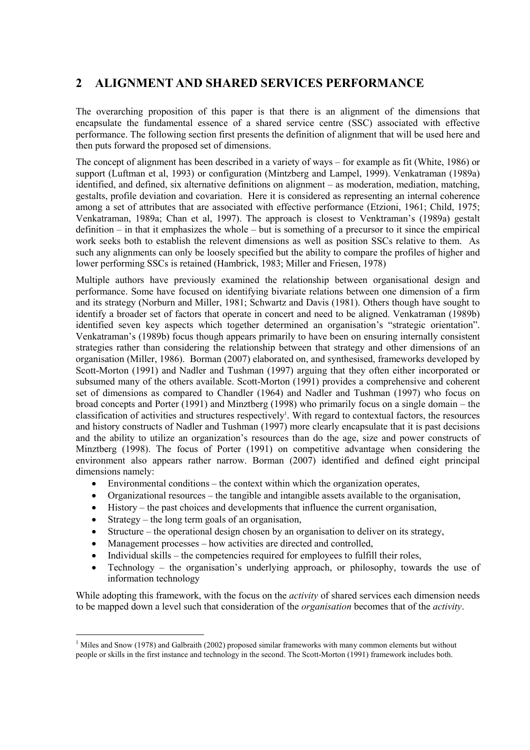## 2 ALIGNMENT AND SHARED SERVICES PERFORMANCE

The overarching proposition of this paper is that there is an alignment of the dimensions that encapsulate the fundamental essence of a shared service centre (SSC) associated with effective performance. The following section first presents the definition of alignment that will be used here and then puts forward the proposed set of dimensions.

The concept of alignment has been described in a variety of ways – for example as fit (White, 1986) or support (Luftman et al, 1993) or configuration (Mintzberg and Lampel, 1999). Venkatraman (1989a) identified, and defined, six alternative definitions on alignment – as moderation, mediation, matching, gestalts, profile deviation and covariation. Here it is considered as representing an internal coherence among a set of attributes that are associated with effective performance (Etzioni, 1961; Child, 1975; Venkatraman, 1989a; Chan et al, 1997). The approach is closest to Venktraman's (1989a) gestalt definition – in that it emphasizes the whole – but is something of a precursor to it since the empirical work seeks both to establish the relevent dimensions as well as position SSCs relative to them. As such any alignments can only be loosely specified but the ability to compare the profiles of higher and lower performing SSCs is retained (Hambrick, 1983; Miller and Friesen, 1978)

Multiple authors have previously examined the relationship between organisational design and performance. Some have focused on identifying bivariate relations between one dimension of a firm and its strategy (Norburn and Miller, 1981; Schwartz and Davis (1981). Others though have sought to identify a broader set of factors that operate in concert and need to be aligned. Venkatraman (1989b) identified seven key aspects which together determined an organisation's "strategic orientation". Venkatraman's (1989b) focus though appears primarily to have been on ensuring internally consistent strategies rather than considering the relationship between that strategy and other dimensions of an organisation (Miller, 1986). Borman (2007) elaborated on, and synthesised, frameworks developed by Scott-Morton (1991) and Nadler and Tushman (1997) arguing that they often either incorporated or subsumed many of the others available. Scott-Morton (1991) provides a comprehensive and coherent set of dimensions as compared to Chandler (1964) and Nadler and Tushman (1997) who focus on broad concepts and Porter (1991) and Minztberg (1998) who primarily focus on a single domain – the classification of activities and structures respectively[1]. With regard to contextual factors, the resources and history constructs of Nadler and Tushman (1997) more clearly encapsulate that it is past decisions and the ability to utilize an organization's resources than do the age, size and power constructs of Minztberg (1998). The focus of Porter (1991) on competitive advantage when considering the environment also appears rather narrow. Borman (2007) identified and defined eight principal dimensions namely:

- Environmental conditions – the context within which the organization operates,
- Organizational resources – the tangible and intangible assets available to the organisation,
- History – the past choices and developments that influence the current organisation,
- Strategy – the long term goals of an organisation,
- Structure – the operational design chosen by an organisation to deliver on its strategy,
- Management processes – how activities are directed and controlled,
- Individual skills – the competencies required for employees to fulfill their roles,
- Technology – the organisation's underlying approach, or philosophy, towards the use of information technology

While adopting this framework, with the focus on the *activity* of shared services each dimension needs to be mapped down a level such that consideration of the *organisation* becomes that of the *activity*.

[1] Miles and Snow (1978) and Galbraith (2002) proposed similar frameworks with many common elements but without people or skills in the first instance and technology in the second. The Scott-Morton (1991) framework includes both.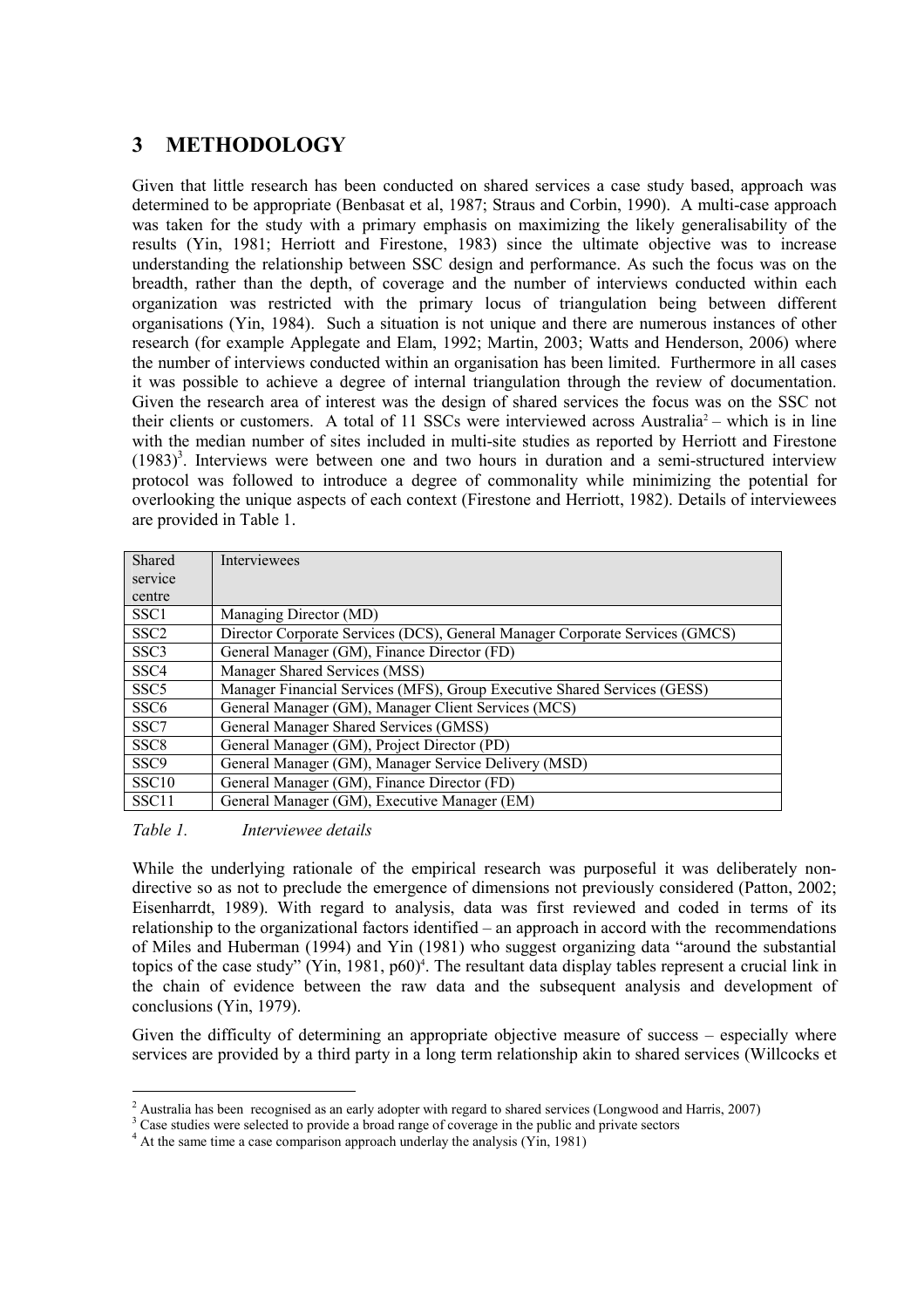# 3 METHODOLOGY

Given that little research has been conducted on shared services a case study based, approach was determined to be appropriate (Benbasat et al, 1987; Straus and Corbin, 1990). A multi-case approach was taken for the study with a primary emphasis on maximizing the likely generalisability of the results (Yin, 1981; Herriott and Firestone, 1983) since the ultimate objective was to increase understanding the relationship between SSC design and performance. As such the focus was on the breadth, rather than the depth, of coverage and the number of interviews conducted within each organization was restricted with the primary locus of triangulation being between different organisations (Yin, 1984). Such a situation is not unique and there are numerous instances of other research (for example Applegate and Elam, 1992; Martin, 2003; Watts and Henderson, 2006) where the number of interviews conducted within an organisation has been limited. Furthermore in all cases it was possible to achieve a degree of internal triangulation through the review of documentation. Given the research area of interest was the design of shared services the focus was on the SSC not their clients or customers. A total of 11 SSCs were interviewed across Australia[2] – which is in line with the median number of sites included in multi-site studies as reported by Herriott and Firestone (1983)[3]. Interviews were between one and two hours in duration and a semi-structured interview protocol was followed to introduce a degree of commonality while minimizing the potential for overlooking the unique aspects of each context (Firestone and Herriott, 1982). Details of interviewees are provided in Table 1.

| Shared service centre | Interviewees |
|---|---|
| SSC1 | Managing Director (MD) |
| SSC2 | Director Corporate Services (DCS), General Manager Corporate Services (GMCS) |
| SSC3 | General Manager (GM), Finance Director (FD) |
| SSC4 | Manager Shared Services (MSS) |
| SSC5 | Manager Financial Services (MFS), Group Executive Shared Services (GESS) |
| SSC6 | General Manager (GM), Manager Client Services (MCS) |
| SSC7 | General Manager Shared Services (GMSS) |
| SSC8 | General Manager (GM), Project Director (PD) |
| SSC9 | General Manager (GM), Manager Service Delivery (MSD) |
| SSC10 | General Manager (GM), Finance Director (FD) |
| SSC11 | General Manager (GM), Executive Manager (EM) |

*Table 1. Interviewee details*

While the underlying rationale of the empirical research was purposeful it was deliberately non-directive so as not to preclude the emergence of dimensions not previously considered (Patton, 2002; Eisenharrdt, 1989). With regard to analysis, data was first reviewed and coded in terms of its relationship to the organizational factors identified – an approach in accord with the recommendations of Miles and Huberman (1994) and Yin (1981) who suggest organizing data "around the substantial topics of the case study" (Yin, 1981, p60)[4]. The resultant data display tables represent a crucial link in the chain of evidence between the raw data and the subsequent analysis and development of conclusions (Yin, 1979).

Given the difficulty of determining an appropriate objective measure of success – especially where services are provided by a third party in a long term relationship akin to shared services (Willcocks et

---

[2] Australia has been recognised as an early adopter with regard to shared services (Longwood and Harris, 2007)

[3] Case studies were selected to provide a broad range of coverage in the public and private sectors

[4] At the same time a case comparison approach underlay the analysis (Yin, 1981)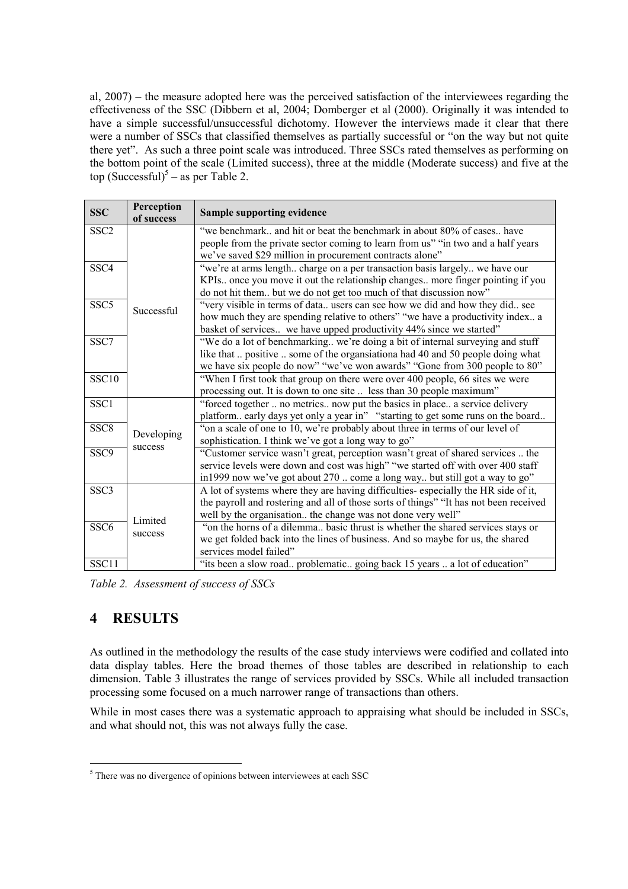al, 2007) – the measure adopted here was the perceived satisfaction of the interviewees regarding the effectiveness of the SSC (Dibbern et al, 2004; Domberger et al (2000). Originally it was intended to have a simple successful/unsuccessful dichotomy. However the interviews made it clear that there were a number of SSCs that classified themselves as partially successful or "on the way but not quite there yet". As such a three point scale was introduced. Three SSCs rated themselves as performing on the bottom point of the scale (Limited success), three at the middle (Moderate success) and five at the top (Successful)[5] – as per Table 2.

| SSC | Perception of success | Sample supporting evidence |
|---|---|---|
| SSC2 | Successful | "we benchmark.. and hit or beat the benchmark in about 80% of cases.. have people from the private sector coming to learn from us" "in two and a half years we've saved $29 million in procurement contracts alone" |
| SSC4 | | "we're at arms length.. charge on a per transaction basis largely.. we have our KPIs.. once you move it out the relationship changes.. more finger pointing if you do not hit them.. but we do not get too much of that discussion now" |
| SSC5 | | "very visible in terms of data.. users can see how we did and how they did.. see how much they are spending relative to others" "we have a productivity index.. a basket of services.. we have upped productivity 44% since we started" |
| SSC7 | | "We do a lot of benchmarking.. we're doing a bit of internal surveying and stuff like that .. positive .. some of the organsiationa had 40 and 50 people doing what we have six people do now" "we've won awards" "Gone from 300 people to 80" |
| SSC10 | | "When I first took that group on there were over 400 people, 66 sites we were processing out. It is down to one site .. less than 30 people maximum" |
| SSC1 | Developing success | "forced together .. no metrics.. now put the basics in place.. a service delivery platform.. early days yet only a year in" "starting to get some runs on the board.. |
| SSC8 | | "on a scale of one to 10, we're probably about three in terms of our level of sophistication. I think we've got a long way to go" |
| SSC9 | | "Customer service wasn't great, perception wasn't great of shared services .. the service levels were down and cost was high" "we started off with over 400 staff in1999 now we've got about 270 .. come a long way.. but still got a way to go" |
| SSC3 | Limited success | A lot of systems where they are having difficulties- especially the HR side of it, the payroll and rostering and all of those sorts of things" "It has not been received well by the organisation.. the change was not done very well" |
| SSC6 | | "on the horns of a dilemma.. basic thrust is whether the shared services stays or we get folded back into the lines of business. And so maybe for us, the shared services model failed" |
| SSC11 | | "its been a slow road.. problematic.. going back 15 years .. a lot of education" |

*Table 2. Assessment of success of SSCs*

# 4 RESULTS

As outlined in the methodology the results of the case study interviews were codified and collated into data display tables. Here the broad themes of those tables are described in relationship to each dimension. Table 3 illustrates the range of services provided by SSCs. While all included transaction processing some focused on a much narrower range of transactions than others.

While in most cases there was a systematic approach to appraising what should be included in SSCs, and what should not, this was not always fully the case.

[5] There was no divergence of opinions between interviewees at each SSC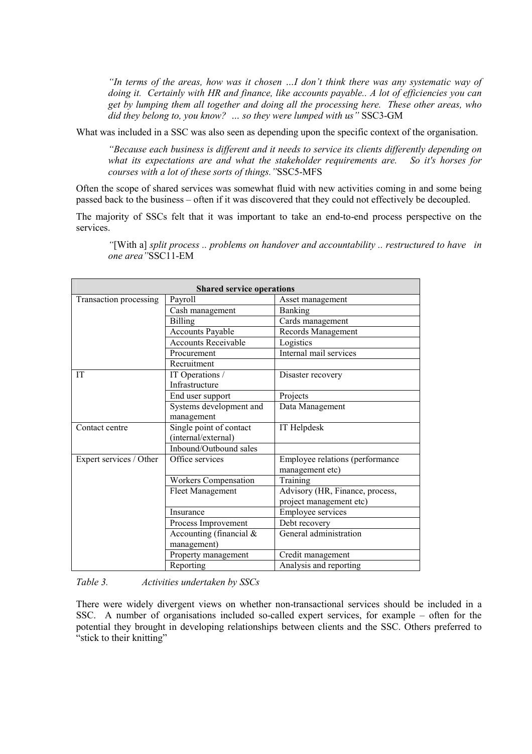> *"In terms of the areas, how was it chosen …I don't think there was any systematic way of doing it. Certainly with HR and finance, like accounts payable.. A lot of efficiencies you can get by lumping them all together and doing all the processing here. These other areas, who did they belong to, you know? … so they were lumped with us"* SSC3-GM

What was included in a SSC was also seen as depending upon the specific context of the organisation.

> *"Because each business is different and it needs to service its clients differently depending on what its expectations are and what the stakeholder requirements are. So it's horses for courses with a lot of these sorts of things."*SSC5-MFS

Often the scope of shared services was somewhat fluid with new activities coming in and some being passed back to the business – often if it was discovered that they could not effectively be decoupled.

The majority of SSCs felt that it was important to take an end-to-end process perspective on the services.

> *"*[With a] *split process .. problems on handover and accountability .. restructured to have in one area"*SSC11-EM

| Shared service operations | | |
|---|---|---|
| Transaction processing | Payroll | Asset management |
| | Cash management | Banking |
| | Billing | Cards management |
| | Accounts Payable | Records Management |
| | Accounts Receivable | Logistics |
| | Procurement | Internal mail services |
| | Recruitment | |
| IT | IT Operations / Infrastructure | Disaster recovery |
| | End user support | Projects |
| | Systems development and management | Data Management |
| Contact centre | Single point of contact (internal/external) | IT Helpdesk |
| | Inbound/Outbound sales | |
| Expert services / Other | Office services | Employee relations (performance management etc) |
| | Workers Compensation | Training |
| | Fleet Management | Advisory (HR, Finance, process, project management etc) |
| | Insurance | Employee services |
| | Process Improvement | Debt recovery |
| | Accounting (financial & management) | General administration |
| | Property management | Credit management |
| | Reporting | Analysis and reporting |

*Table 3. Activities undertaken by SSCs*

There were widely divergent views on whether non-transactional services should be included in a SSC. A number of organisations included so-called expert services, for example – often for the potential they brought in developing relationships between clients and the SSC. Others preferred to "stick to their knitting"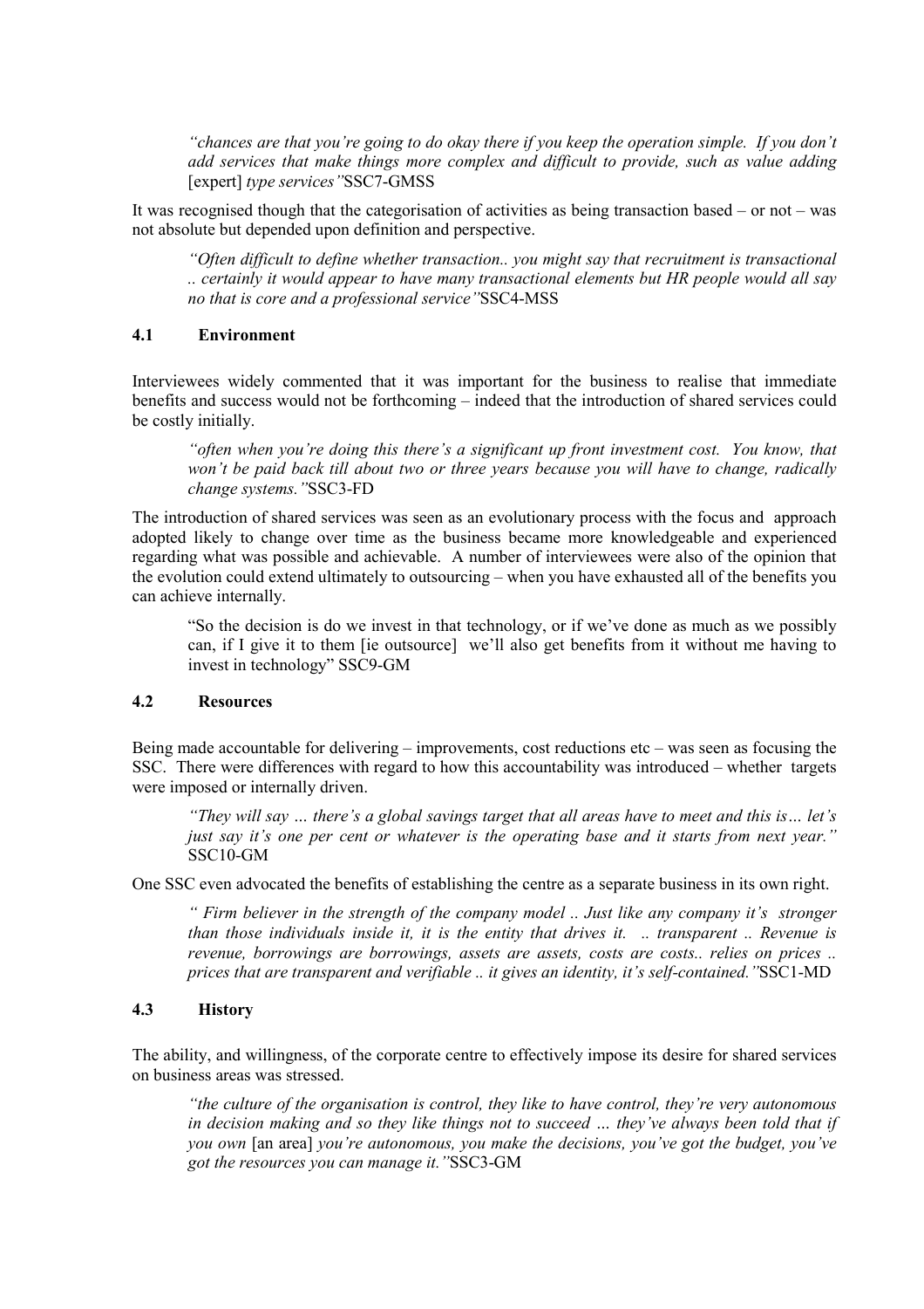> *"chances are that you're going to do okay there if you keep the operation simple. If you don't add services that make things more complex and difficult to provide, such as value adding* [expert] *type services"*SSC7-GMSS

It was recognised though that the categorisation of activities as being transaction based – or not – was not absolute but depended upon definition and perspective.

> *"Often difficult to define whether transaction.. you might say that recruitment is transactional .. certainly it would appear to have many transactional elements but HR people would all say no that is core and a professional service"*SSC4-MSS

### 4.1 Environment

Interviewees widely commented that it was important for the business to realise that immediate benefits and success would not be forthcoming – indeed that the introduction of shared services could be costly initially.

> *"often when you're doing this there's a significant up front investment cost. You know, that won't be paid back till about two or three years because you will have to change, radically change systems."*SSC3-FD

The introduction of shared services was seen as an evolutionary process with the focus and approach adopted likely to change over time as the business became more knowledgeable and experienced regarding what was possible and achievable. A number of interviewees were also of the opinion that the evolution could extend ultimately to outsourcing – when you have exhausted all of the benefits you can achieve internally.

> "So the decision is do we invest in that technology, or if we've done as much as we possibly can, if I give it to them [ie outsource] we'll also get benefits from it without me having to invest in technology" SSC9-GM

### 4.2 Resources

Being made accountable for delivering – improvements, cost reductions etc – was seen as focusing the SSC. There were differences with regard to how this accountability was introduced – whether targets were imposed or internally driven.

> *"They will say … there's a global savings target that all areas have to meet and this is… let's just say it's one per cent or whatever is the operating base and it starts from next year."* SSC10-GM

One SSC even advocated the benefits of establishing the centre as a separate business in its own right.

> *" Firm believer in the strength of the company model .. Just like any company it's stronger than those individuals inside it, it is the entity that drives it. .. transparent .. Revenue is revenue, borrowings are borrowings, assets are assets, costs are costs.. relies on prices .. prices that are transparent and verifiable .. it gives an identity, it's self-contained."*SSC1-MD

### 4.3 History

The ability, and willingness, of the corporate centre to effectively impose its desire for shared services on business areas was stressed.

> *"the culture of the organisation is control, they like to have control, they're very autonomous in decision making and so they like things not to succeed … they've always been told that if you own* [an area] *you're autonomous, you make the decisions, you've got the budget, you've got the resources you can manage it."*SSC3-GM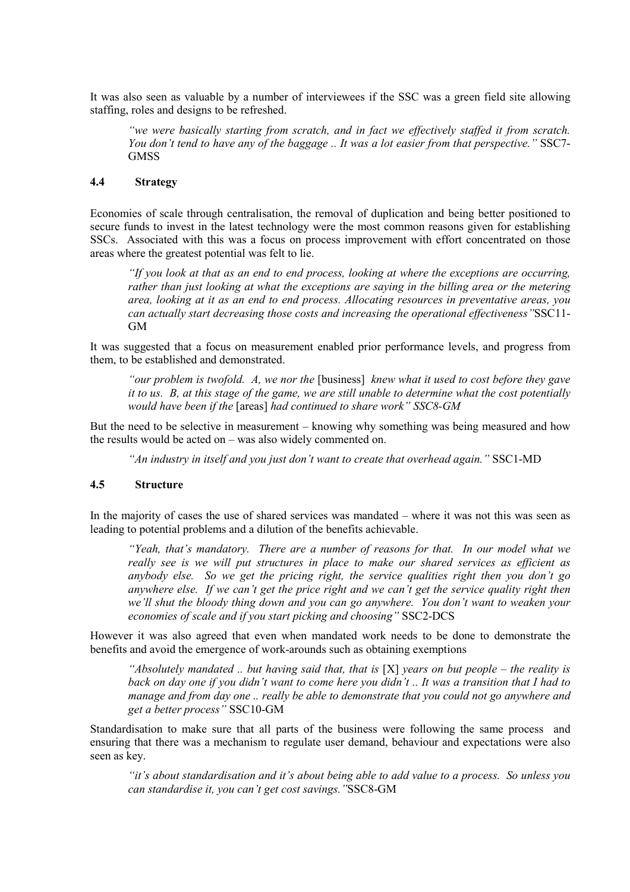It was also seen as valuable by a number of interviewees if the SSC was a green field site allowing staffing, roles and designs to be refreshed.

> *"we were basically starting from scratch, and in fact we effectively staffed it from scratch. You don't tend to have any of the baggage .. It was a lot easier from that perspective."* SSC7-GMSS

### 4.4 Strategy

Economies of scale through centralisation, the removal of duplication and being better positioned to secure funds to invest in the latest technology were the most common reasons given for establishing SSCs. Associated with this was a focus on process improvement with effort concentrated on those areas where the greatest potential was felt to lie.

> *"If you look at that as an end to end process, looking at where the exceptions are occurring, rather than just looking at what the exceptions are saying in the billing area or the metering area, looking at it as an end to end process. Allocating resources in preventative areas, you can actually start decreasing those costs and increasing the operational effectiveness"*SSC11-GM

It was suggested that a focus on measurement enabled prior performance levels, and progress from them, to be established and demonstrated.

> *"our problem is twofold. A, we nor the* [business] *knew what it used to cost before they gave it to us. B, at this stage of the game, we are still unable to determine what the cost potentially would have been if the* [areas] *had continued to share work" SSC8-GM*

But the need to be selective in measurement – knowing why something was being measured and how the results would be acted on – was also widely commented on.

> *"An industry in itself and you just don't want to create that overhead again."* SSC1-MD

### 4.5 Structure

In the majority of cases the use of shared services was mandated – where it was not this was seen as leading to potential problems and a dilution of the benefits achievable.

> *"Yeah, that's mandatory. There are a number of reasons for that. In our model what we really see is we will put structures in place to make our shared services as efficient as anybody else. So we get the pricing right, the service qualities right then you don't go anywhere else. If we can't get the price right and we can't get the service quality right then we'll shut the bloody thing down and you can go anywhere. You don't want to weaken your economies of scale and if you start picking and choosing"* SSC2-DCS

However it was also agreed that even when mandated work needs to be done to demonstrate the benefits and avoid the emergence of work-arounds such as obtaining exemptions

> *"Absolutely mandated .. but having said that, that is* [X] *years on but people – the reality is back on day one if you didn't want to come here you didn't .. It was a transition that I had to manage and from day one .. really be able to demonstrate that you could not go anywhere and get a better process"* SSC10-GM

Standardisation to make sure that all parts of the business were following the same process and ensuring that there was a mechanism to regulate user demand, behaviour and expectations were also seen as key.

> *"it's about standardisation and it's about being able to add value to a process. So unless you can standardise it, you can't get cost savings."*SSC8-GM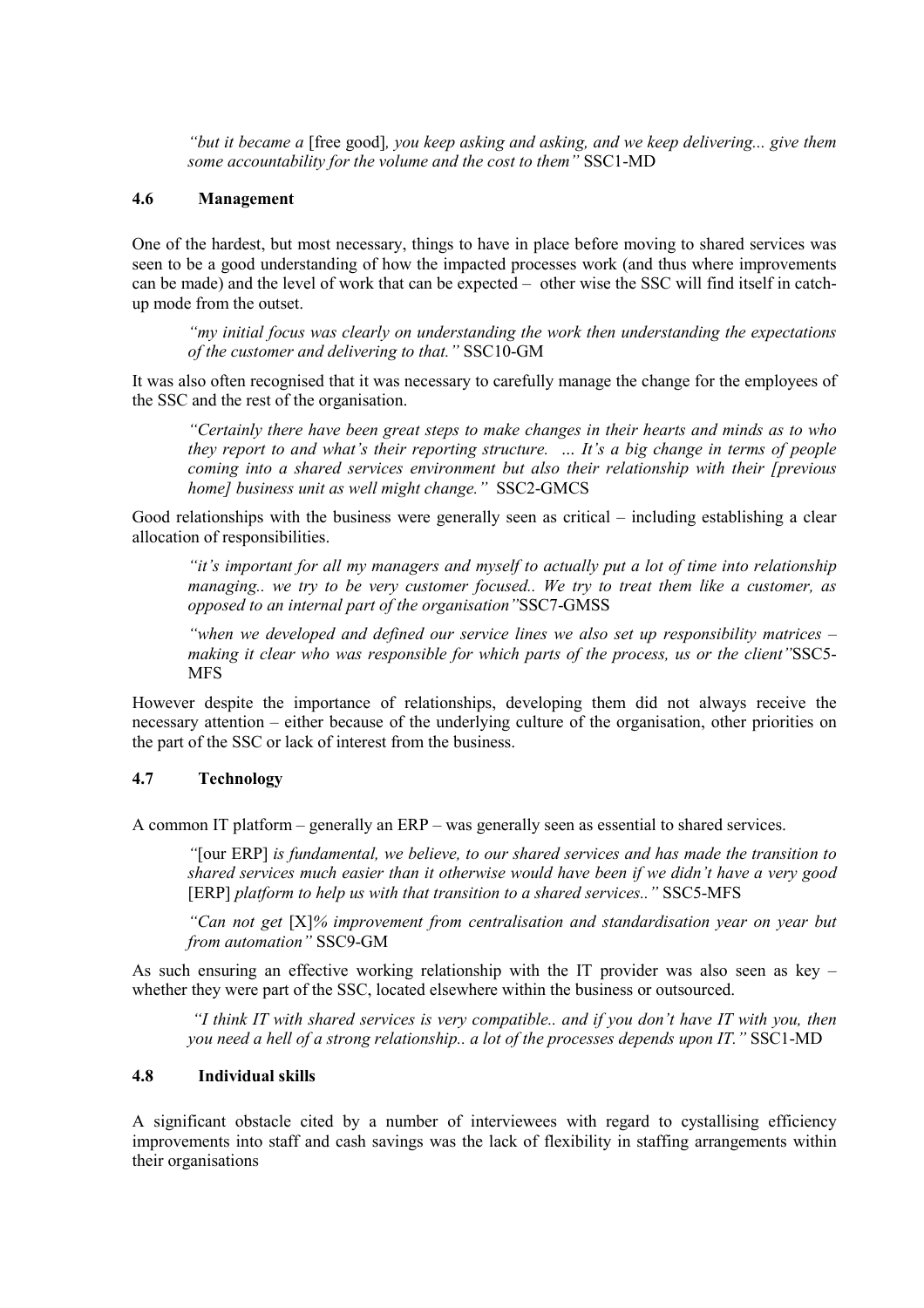> *"but it became a* [free good]*, you keep asking and asking, and we keep delivering... give them some accountability for the volume and the cost to them"* SSC1-MD

### 4.6 Management

One of the hardest, but most necessary, things to have in place before moving to shared services was seen to be a good understanding of how the impacted processes work (and thus where improvements can be made) and the level of work that can be expected – other wise the SSC will find itself in catch-up mode from the outset.

> *"my initial focus was clearly on understanding the work then understanding the expectations of the customer and delivering to that."* SSC10-GM

It was also often recognised that it was necessary to carefully manage the change for the employees of the SSC and the rest of the organisation.

> *"Certainly there have been great steps to make changes in their hearts and minds as to who they report to and what's their reporting structure. … It's a big change in terms of people coming into a shared services environment but also their relationship with their [previous home] business unit as well might change."* SSC2-GMCS

Good relationships with the business were generally seen as critical – including establishing a clear allocation of responsibilities.

> *"it's important for all my managers and myself to actually put a lot of time into relationship managing.. we try to be very customer focused.. We try to treat them like a customer, as opposed to an internal part of the organisation"*SSC7-GMSS

> *"when we developed and defined our service lines we also set up responsibility matrices – making it clear who was responsible for which parts of the process, us or the client"*SSC5-MFS

However despite the importance of relationships, developing them did not always receive the necessary attention – either because of the underlying culture of the organisation, other priorities on the part of the SSC or lack of interest from the business.

### 4.7 Technology

A common IT platform – generally an ERP – was generally seen as essential to shared services.

> *"*[our ERP] *is fundamental, we believe, to our shared services and has made the transition to shared services much easier than it otherwise would have been if we didn't have a very good* [ERP] *platform to help us with that transition to a shared services.."* SSC5-MFS

> *"Can not get* [X]*% improvement from centralisation and standardisation year on year but from automation"* SSC9-GM

As such ensuring an effective working relationship with the IT provider was also seen as key – whether they were part of the SSC, located elsewhere within the business or outsourced.

> *"I think IT with shared services is very compatible.. and if you don't have IT with you, then you need a hell of a strong relationship.. a lot of the processes depends upon IT."* SSC1-MD

### 4.8 Individual skills

A significant obstacle cited by a number of interviewees with regard to cystallising efficiency improvements into staff and cash savings was the lack of flexibility in staffing arrangements within their organisations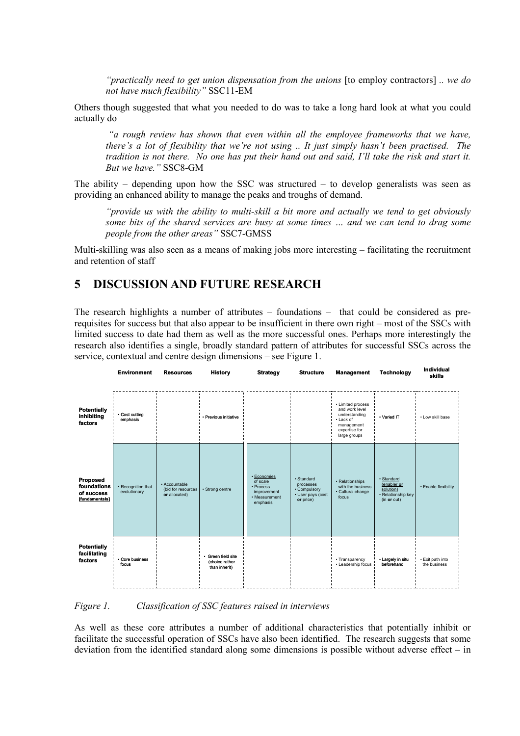*"practically need to get union dispensation from the unions* [to employ contractors] .. *we do not have much flexibility"* SSC11-EM

Others though suggested that what you needed to do was to take a long hard look at what you could actually do

> *"a rough review has shown that even within all the employee frameworks that we have, there's a lot of flexibility that we're not using .. It just simply hasn't been practised. The tradition is not there. No one has put their hand out and said, I'll take the risk and start it. But we have."* SSC8-GM

The ability – depending upon how the SSC was structured – to develop generalists was seen as providing an enhanced ability to manage the peaks and troughs of demand.

> *"provide us with the ability to multi-skill a bit more and actually we tend to get obviously some bits of the shared services are busy at some times … and we can tend to drag some people from the other areas"* SSC7-GMSS

Multi-skilling was also seen as a means of making jobs more interesting – facilitating the recruitment and retention of staff

# 5 DISCUSSION AND FUTURE RESEARCH

The research highlights a number of attributes – foundations – that could be considered as pre-requisites for success but that also appear to be insufficient in there own right – most of the SSCs with limited success to date had them as well as the more successful ones. Perhaps more interestingly the research also identifies a single, broadly standard pattern of attributes for successful SSCs across the service, contextual and centre design dimensions – see Figure 1.

| | Environment | Resources | History | Strategy | Structure | Management | Technology | Individual skills |
|---|---|---|---|---|---|---|---|---|
| **Potentially inhibiting factors** | • Cost cutting emphasis | | • Previous initiative | | | • Limited process and work level understanding<br>• Lack of management expertise for large groups | • Varied IT | • Low skill base |
| **Proposed foundations of success [fundamentals]** | • Recognition that evolutionary | • Accountable (bid for resources **or** allocated) | • Strong centre | • Economies of scale<br>• Process improvement<br>• Measurement emphasis | • Standard processes<br>• Compulsory<br>• User pays (cost **or** price) | • Relationships with the business<br>• Cultural change focus | • Standard (enabler **or** solution)<br>• Relationship key (in **or** out) | • Enable flexibility |
| **Potentially facilitating factors** | • Core business focus | | • Green field site (choice rather than inherit) | | | • Transparency<br>• Leadership focus | • Largely in situ beforehand | • Exit path into the business |

*Figure 1. Classification of SSC features raised in interviews*

As well as these core attributes a number of additional characteristics that potentially inhibit or facilitate the successful operation of SSCs have also been identified. The research suggests that some deviation from the identified standard along some dimensions is possible without adverse effect – in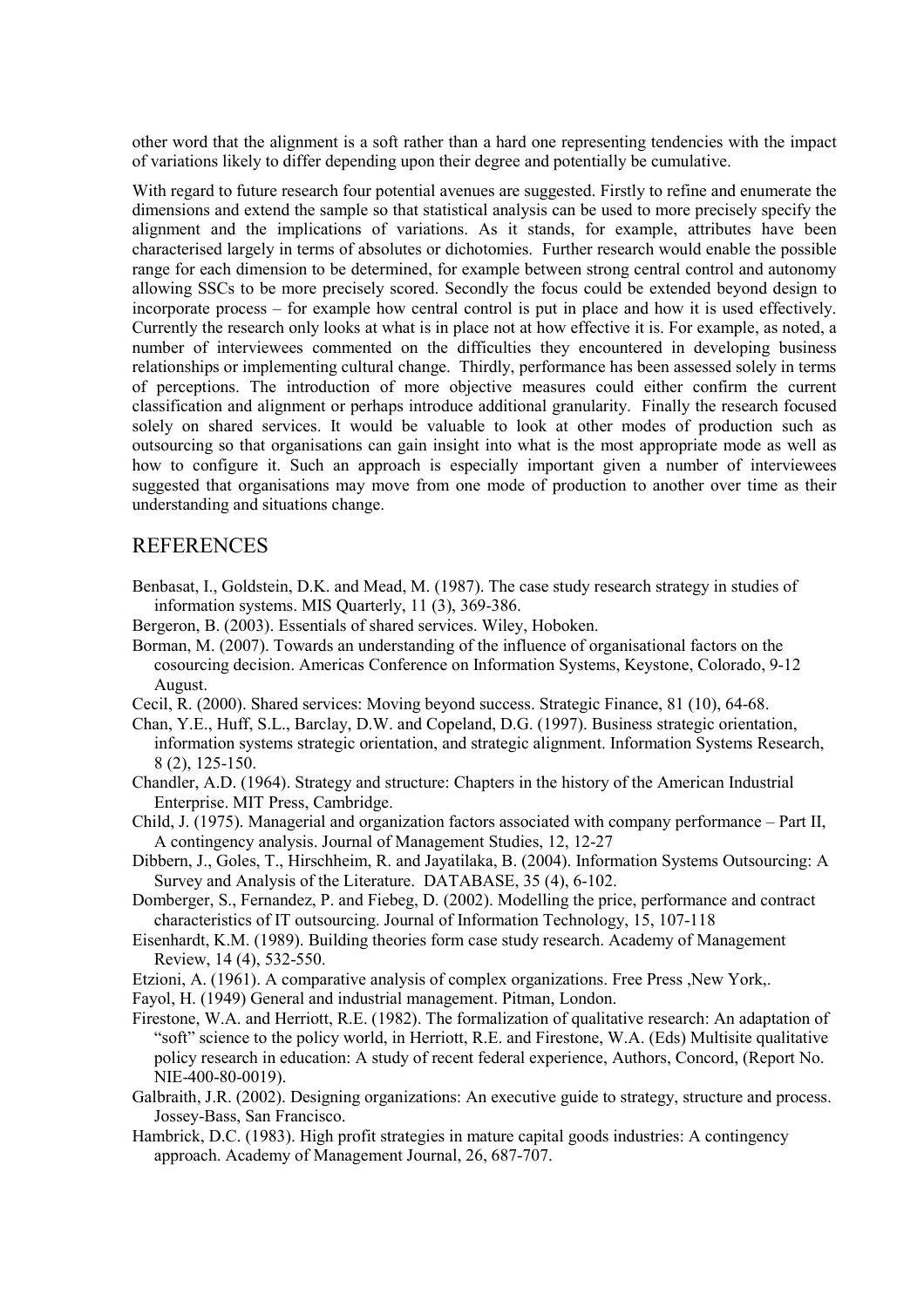other word that the alignment is a soft rather than a hard one representing tendencies with the impact of variations likely to differ depending upon their degree and potentially be cumulative.

With regard to future research four potential avenues are suggested. Firstly to refine and enumerate the dimensions and extend the sample so that statistical analysis can be used to more precisely specify the alignment and the implications of variations. As it stands, for example, attributes have been characterised largely in terms of absolutes or dichotomies. Further research would enable the possible range for each dimension to be determined, for example between strong central control and autonomy allowing SSCs to be more precisely scored. Secondly the focus could be extended beyond design to incorporate process – for example how central control is put in place and how it is used effectively. Currently the research only looks at what is in place not at how effective it is. For example, as noted, a number of interviewees commented on the difficulties they encountered in developing business relationships or implementing cultural change. Thirdly, performance has been assessed solely in terms of perceptions. The introduction of more objective measures could either confirm the current classification and alignment or perhaps introduce additional granularity. Finally the research focused solely on shared services. It would be valuable to look at other modes of production such as outsourcing so that organisations can gain insight into what is the most appropriate mode as well as how to configure it. Such an approach is especially important given a number of interviewees suggested that organisations may move from one mode of production to another over time as their understanding and situations change.

## REFERENCES

Benbasat, I., Goldstein, D.K. and Mead, M. (1987). The case study research strategy in studies of information systems. MIS Quarterly, 11 (3), 369-386.

Bergeron, B. (2003). Essentials of shared services. Wiley, Hoboken.

Borman, M. (2007). Towards an understanding of the influence of organisational factors on the cosourcing decision. Americas Conference on Information Systems, Keystone, Colorado, 9-12 August.

Cecil, R. (2000). Shared services: Moving beyond success. Strategic Finance, 81 (10), 64-68.

Chan, Y.E., Huff, S.L., Barclay, D.W. and Copeland, D.G. (1997). Business strategic orientation, information systems strategic orientation, and strategic alignment. Information Systems Research, 8 (2), 125-150.

Chandler, A.D. (1964). Strategy and structure: Chapters in the history of the American Industrial Enterprise. MIT Press, Cambridge.

Child, J. (1975). Managerial and organization factors associated with company performance – Part II, A contingency analysis. Journal of Management Studies, 12, 12-27

Dibbern, J., Goles, T., Hirschheim, R. and Jayatilaka, B. (2004). Information Systems Outsourcing: A Survey and Analysis of the Literature. DATABASE, 35 (4), 6-102.

Domberger, S., Fernandez, P. and Fiebeg, D. (2002). Modelling the price, performance and contract characteristics of IT outsourcing. Journal of Information Technology, 15, 107-118

Eisenhardt, K.M. (1989). Building theories form case study research. Academy of Management Review, 14 (4), 532-550.

Etzioni, A. (1961). A comparative analysis of complex organizations. Free Press ,New York,.

Fayol, H. (1949) General and industrial management. Pitman, London.

Firestone, W.A. and Herriott, R.E. (1982). The formalization of qualitative research: An adaptation of "soft" science to the policy world, in Herriott, R.E. and Firestone, W.A. (Eds) Multisite qualitative policy research in education: A study of recent federal experience, Authors, Concord, (Report No. NIE-400-80-0019).

Galbraith, J.R. (2002). Designing organizations: An executive guide to strategy, structure and process. Jossey-Bass, San Francisco.

Hambrick, D.C. (1983). High profit strategies in mature capital goods industries: A contingency approach. Academy of Management Journal, 26, 687-707.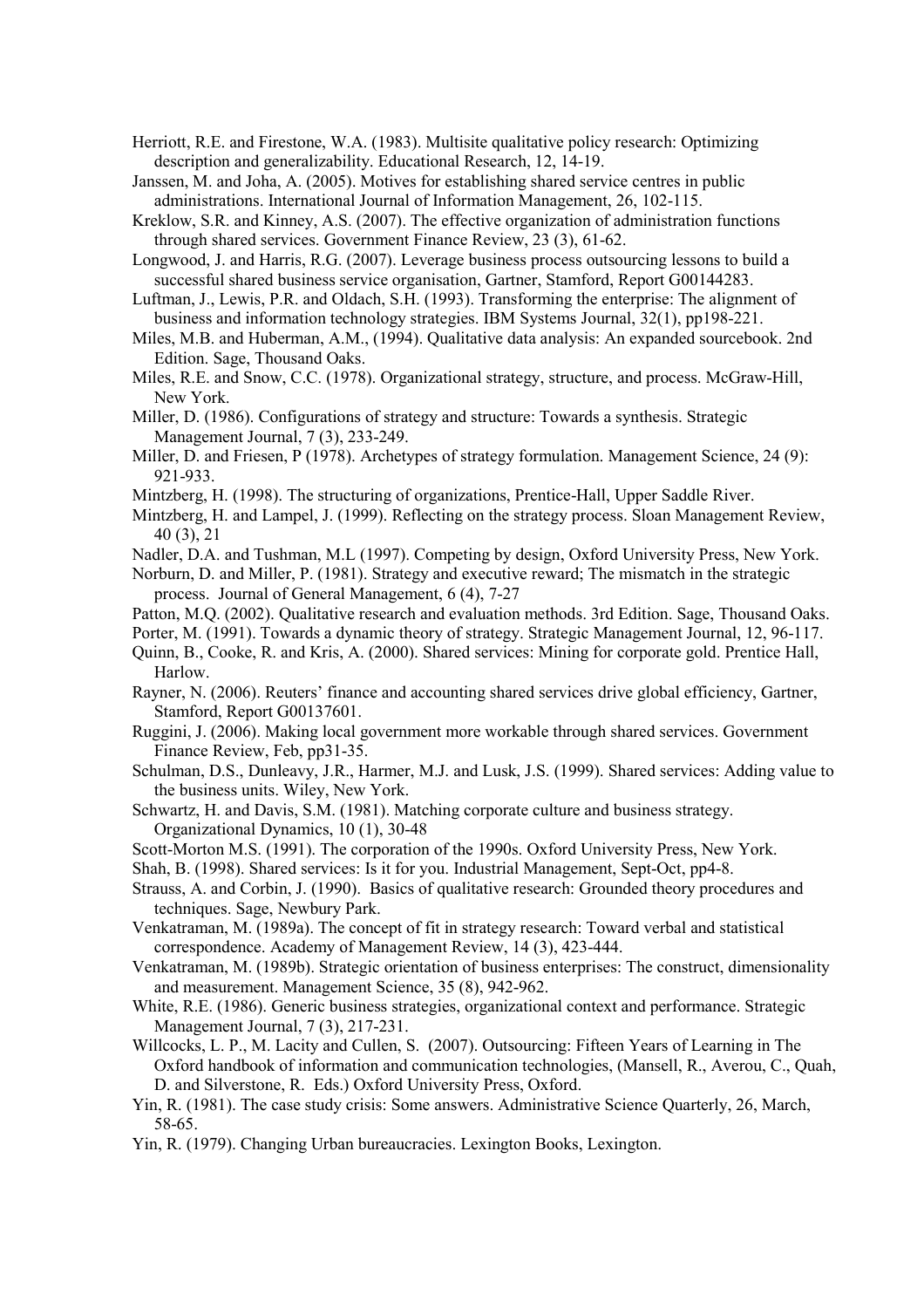Herriott, R.E. and Firestone, W.A. (1983). Multisite qualitative policy research: Optimizing description and generalizability. Educational Research, 12, 14-19.

Janssen, M. and Joha, A. (2005). Motives for establishing shared service centres in public administrations. International Journal of Information Management, 26, 102-115.

Kreklow, S.R. and Kinney, A.S. (2007). The effective organization of administration functions through shared services. Government Finance Review, 23 (3), 61-62.

Longwood, J. and Harris, R.G. (2007). Leverage business process outsourcing lessons to build a successful shared business service organisation, Gartner, Stamford, Report G00144283.

Luftman, J., Lewis, P.R. and Oldach, S.H. (1993). Transforming the enterprise: The alignment of business and information technology strategies. IBM Systems Journal, 32(1), pp198-221.

Miles, M.B. and Huberman, A.M., (1994). Qualitative data analysis: An expanded sourcebook. 2nd Edition. Sage, Thousand Oaks.

Miles, R.E. and Snow, C.C. (1978). Organizational strategy, structure, and process. McGraw-Hill, New York.

Miller, D. (1986). Configurations of strategy and structure: Towards a synthesis. Strategic Management Journal, 7 (3), 233-249.

Miller, D. and Friesen, P (1978). Archetypes of strategy formulation. Management Science, 24 (9): 921-933.

Mintzberg, H. (1998). The structuring of organizations, Prentice-Hall, Upper Saddle River.

Mintzberg, H. and Lampel, J. (1999). Reflecting on the strategy process. Sloan Management Review, 40 (3), 21

Nadler, D.A. and Tushman, M.L (1997). Competing by design, Oxford University Press, New York.

Norburn, D. and Miller, P. (1981). Strategy and executive reward; The mismatch in the strategic process. Journal of General Management, 6 (4), 7-27

Patton, M.Q. (2002). Qualitative research and evaluation methods. 3rd Edition. Sage, Thousand Oaks.

Porter, M. (1991). Towards a dynamic theory of strategy. Strategic Management Journal, 12, 96-117.

Quinn, B., Cooke, R. and Kris, A. (2000). Shared services: Mining for corporate gold. Prentice Hall, Harlow.

Rayner, N. (2006). Reuters' finance and accounting shared services drive global efficiency, Gartner, Stamford, Report G00137601.

Ruggini, J. (2006). Making local government more workable through shared services. Government Finance Review, Feb, pp31-35.

Schulman, D.S., Dunleavy, J.R., Harmer, M.J. and Lusk, J.S. (1999). Shared services: Adding value to the business units. Wiley, New York.

Schwartz, H. and Davis, S.M. (1981). Matching corporate culture and business strategy. Organizational Dynamics, 10 (1), 30-48

Scott-Morton M.S. (1991). The corporation of the 1990s. Oxford University Press, New York.

Shah, B. (1998). Shared services: Is it for you. Industrial Management, Sept-Oct, pp4-8.

Strauss, A. and Corbin, J. (1990). Basics of qualitative research: Grounded theory procedures and techniques. Sage, Newbury Park.

Venkatraman, M. (1989a). The concept of fit in strategy research: Toward verbal and statistical correspondence. Academy of Management Review, 14 (3), 423-444.

Venkatraman, M. (1989b). Strategic orientation of business enterprises: The construct, dimensionality and measurement. Management Science, 35 (8), 942-962.

White, R.E. (1986). Generic business strategies, organizational context and performance. Strategic Management Journal, 7 (3), 217-231.

Willcocks, L. P., M. Lacity and Cullen, S. (2007). Outsourcing: Fifteen Years of Learning in The Oxford handbook of information and communication technologies, (Mansell, R., Averou, C., Quah, D. and Silverstone, R. Eds.) Oxford University Press, Oxford.

Yin, R. (1981). The case study crisis: Some answers. Administrative Science Quarterly, 26, March, 58-65.

Yin, R. (1979). Changing Urban bureaucracies. Lexington Books, Lexington.